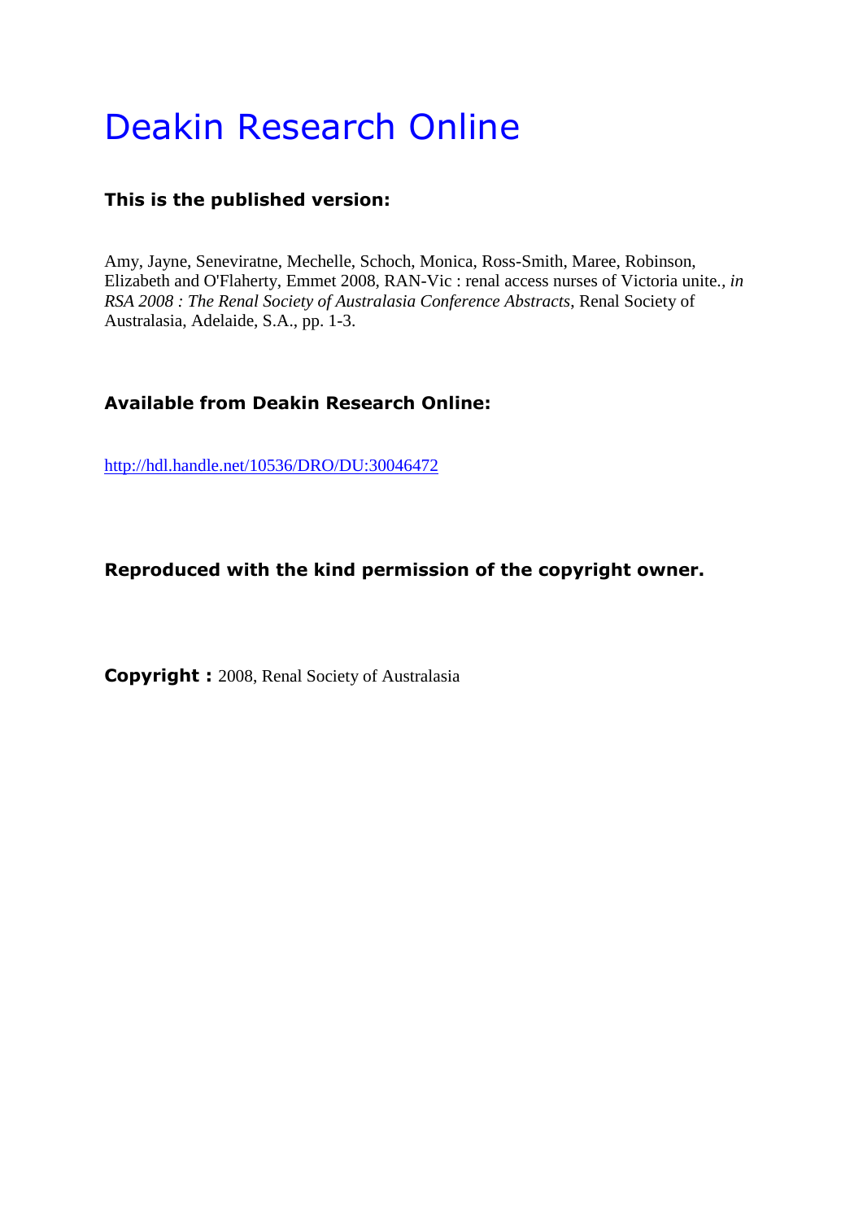# Deakin Research Online

**This is the published version:**

Amy, Jayne, Seneviratne, Mechelle, Schoch, Monica, Ross-Smith, Maree, Robinson, Elizabeth and O'Flaherty, Emmet 2008, RAN-Vic : renal access nurses of Victoria unite., *in RSA 2008 : The Renal Society of Australasia Conference Abstracts*, Renal Society of Australasia, Adelaide, S.A., pp. 1-3.

**Available from Deakin Research Online:**

http://hdl.handle.net/10536/DRO/DU:30046472

**Reproduced with the kind permission of the copyright owner.**

**Copyright :** 2008, Renal Society of Australasia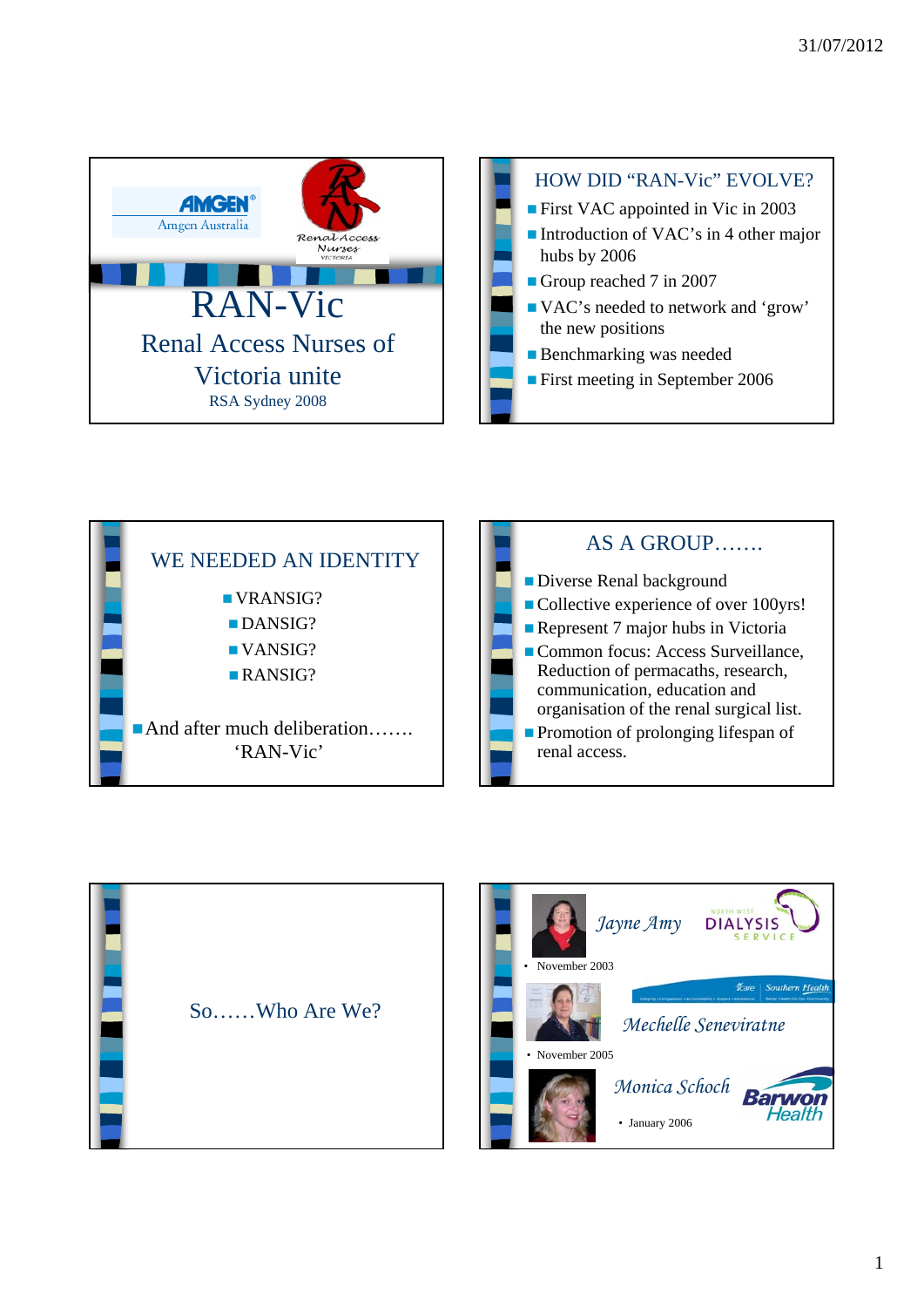Amgen Australia

Renal Access Nurses VICTORIA

# RAN-Vic

## Renal Access Nurses of Victoria unite

RSA Sydney 2008

---

## HOW DID "RAN-Vic" EVOLVE?

- First VAC appointed in Vic in 2003
- Introduction of VAC's in 4 other major hubs by 2006
- Group reached 7 in 2007
- VAC's needed to network and 'grow' the new positions
- Benchmarking was needed
- First meeting in September 2006

---

## WE NEEDED AN IDENTITY

- VRANSIG?
- DANSIG?
- VANSIG?
- RANSIG?

- And after much deliberation……. 'RAN-Vic'

---

## AS A GROUP…….

- Diverse Renal background
- Collective experience of over 100yrs!
- Represent 7 major hubs in Victoria
- Common focus: Access Surveillance, Reduction of permacaths, research, communication, education and organisation of the renal surgical list.
- Promotion of prolonging lifespan of renal access.

---

## So……Who Are We?

---

*Jayne Amy* — North West Dialysis Service

- November 2003

*Mechelle Seneviratne* — Southern Health

- November 2005

*Monica Schoch* — Barwon Health

- January 2006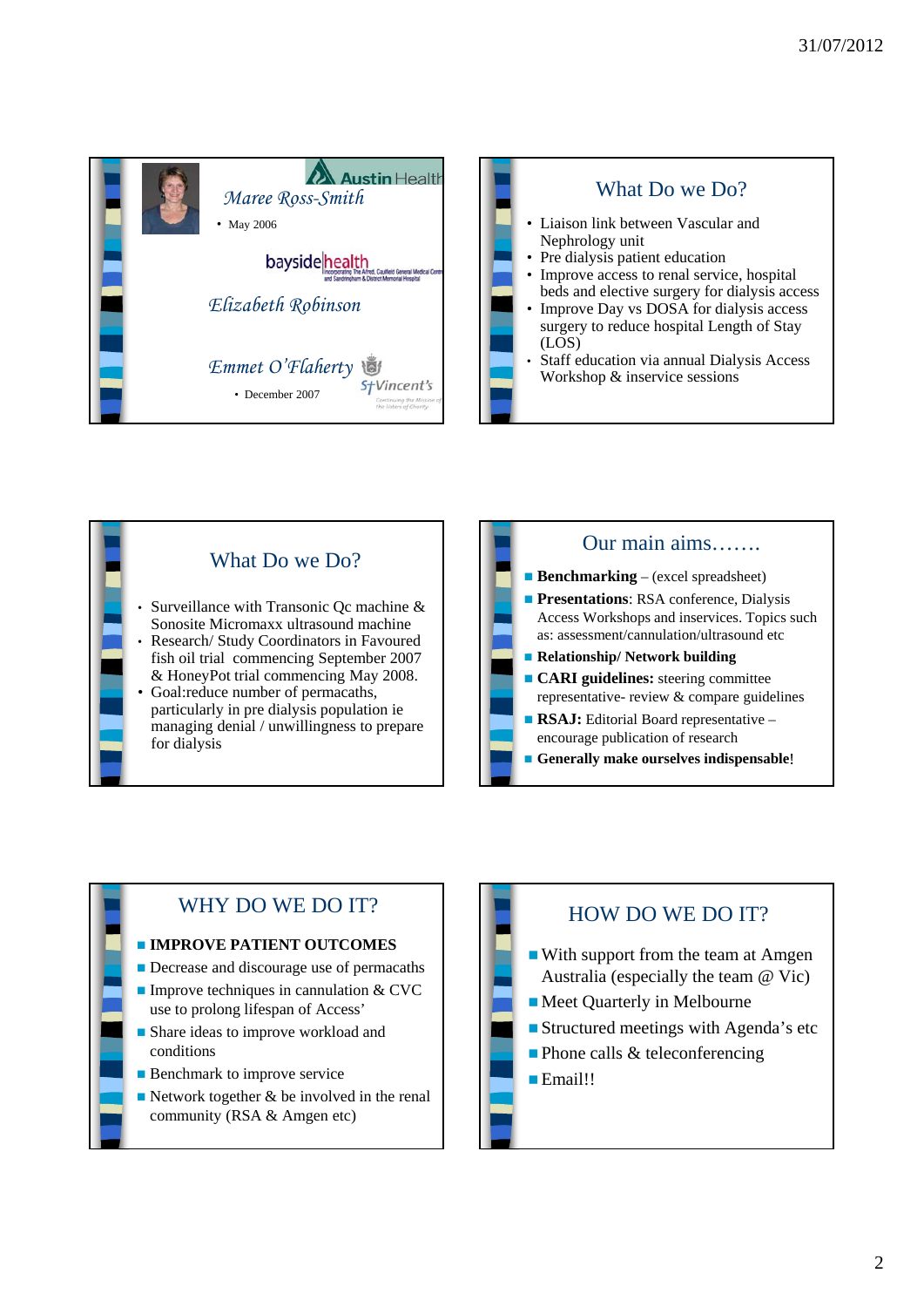Maree Ross-Smith

- May 2006

Elizabeth Robinson

Emmet O'Flaherty

- December 2007

## What Do we Do?

- Liaison link between Vascular and Nephrology unit
- Pre dialysis patient education
- Improve access to renal service, hospital beds and elective surgery for dialysis access
- Improve Day vs DOSA for dialysis access surgery to reduce hospital Length of Stay (LOS)
- Staff education via annual Dialysis Access Workshop & inservice sessions

## What Do we Do?

- Surveillance with Transonic Qc machine & Sonosite Micromaxx ultrasound machine
- Research/ Study Coordinators in Favoured fish oil trial commencing September 2007 & HoneyPot trial commencing May 2008.
- Goal:reduce number of permacaths, particularly in pre dialysis population ie managing denial / unwillingness to prepare for dialysis

## Our main aims…….

- **Benchmarking** – (excel spreadsheet)
- **Presentations**: RSA conference, Dialysis Access Workshops and inservices. Topics such as: assessment/cannulation/ultrasound etc
- **Relationship/ Network building**
- **CARI guidelines:** steering committee representative- review & compare guidelines
- **RSAJ:** Editorial Board representative – encourage publication of research
- **Generally make ourselves indispensable**!

## WHY DO WE DO IT?

- **IMPROVE PATIENT OUTCOMES**
- Decrease and discourage use of permacaths
- Improve techniques in cannulation & CVC use to prolong lifespan of Access'
- Share ideas to improve workload and conditions
- Benchmark to improve service
- Network together & be involved in the renal community (RSA & Amgen etc)

## HOW DO WE DO IT?

- With support from the team at Amgen Australia (especially the team @ Vic)
- Meet Quarterly in Melbourne
- Structured meetings with Agenda's etc
- Phone calls & teleconferencing
- Email!!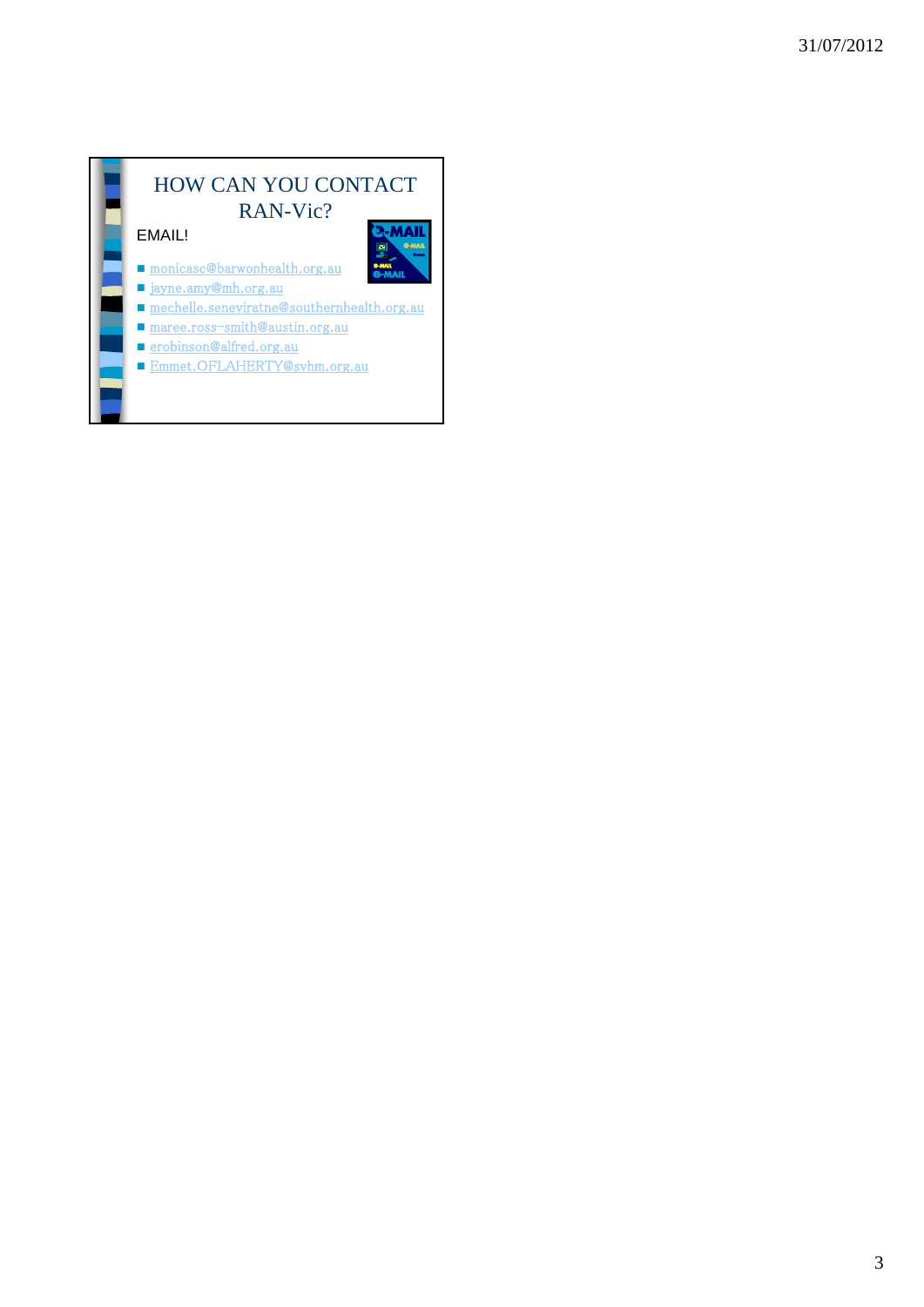# HOW CAN YOU CONTACT RAN-Vic?

EMAIL!

- monicasc@barwonhealth.org.au
- jayne.amy@mh.org.au
- mechelle.seneviratne@southernhealth.org.au
- maree.ross-smith@austin.org.au
- erobinson@alfred.org.au
- Emmet.OFLAHERTY@svhm.org.au